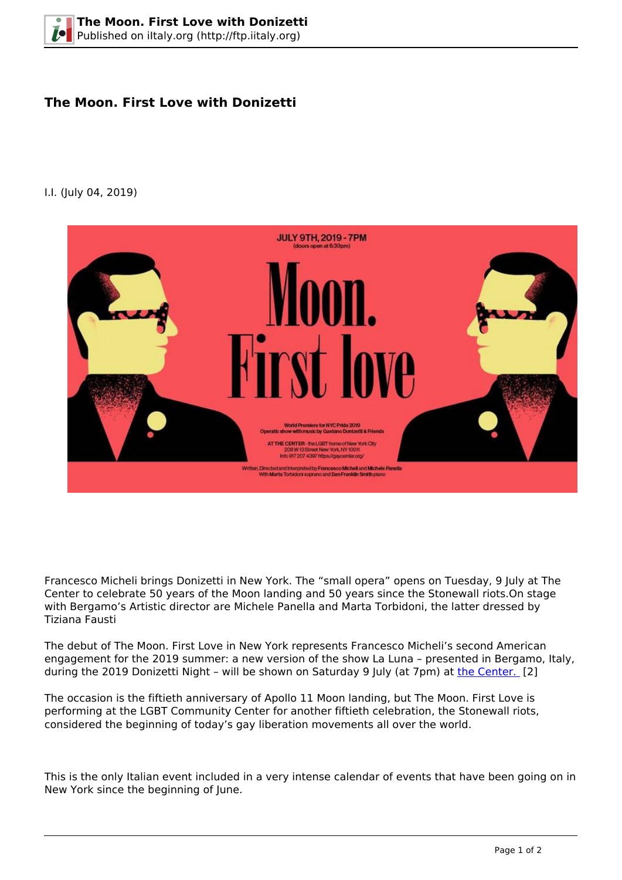# The Moon. First Love with Donizetti

I.I. (July 04, 2019)

Francesco Micheli brings Donizetti in New York. The “small opera” opens on Tuesday, 9 July at The Center to celebrate 50 years of the Moon landing and 50 years since the Stonewall riots.On stage with Bergamo’s Artistic director are Michele Panella and Marta Torbidoni, the latter dressed by Tiziana Fausti

The debut of The Moon. First Love in New York represents Francesco Micheli’s second American engagement for the 2019 summer: a new version of the show La Luna – presented in Bergamo, Italy, during the 2019 Donizetti Night – will be shown on Saturday 9 July (at 7pm) at the Center. [2]

The occasion is the fiftieth anniversary of Apollo 11 Moon landing, but The Moon. First Love is performing at the LGBT Community Center for another fiftieth celebration, the Stonewall riots, considered the beginning of today’s gay liberation movements all over the world.

This is the only Italian event included in a very intense calendar of events that have been going on in New York since the beginning of June.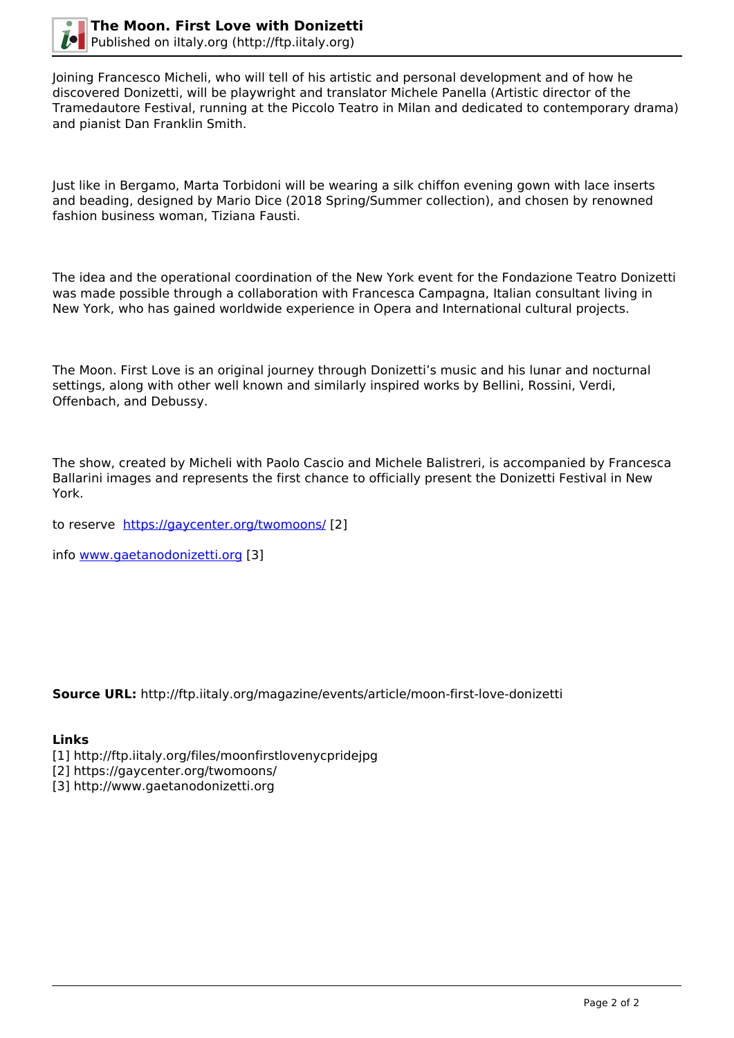Joining Francesco Micheli, who will tell of his artistic and personal development and of how he discovered Donizetti, will be playwright and translator Michele Panella (Artistic director of the Tramedautore Festival, running at the Piccolo Teatro in Milan and dedicated to contemporary drama) and pianist Dan Franklin Smith.

Just like in Bergamo, Marta Torbidoni will be wearing a silk chiffon evening gown with lace inserts and beading, designed by Mario Dice (2018 Spring/Summer collection), and chosen by renowned fashion business woman, Tiziana Fausti.

The idea and the operational coordination of the New York event for the Fondazione Teatro Donizetti was made possible through a collaboration with Francesca Campagna, Italian consultant living in New York, who has gained worldwide experience in Opera and International cultural projects.

The Moon. First Love is an original journey through Donizetti's music and his lunar and nocturnal settings, along with other well known and similarly inspired works by Bellini, Rossini, Verdi, Offenbach, and Debussy.

The show, created by Micheli with Paolo Cascio and Michele Balistreri, is accompanied by Francesca Ballarini images and represents the first chance to officially present the Donizetti Festival in New York.

to reserve https://gaycenter.org/twomoons/ [2]

info www.gaetanodonizetti.org [3]

**Source URL:** http://ftp.iitaly.org/magazine/events/article/moon-first-love-donizetti

**Links**
[1] http://ftp.iitaly.org/files/moonfirstlovenycpridejpg
[2] https://gaycenter.org/twomoons/
[3] http://www.gaetanodonizetti.org